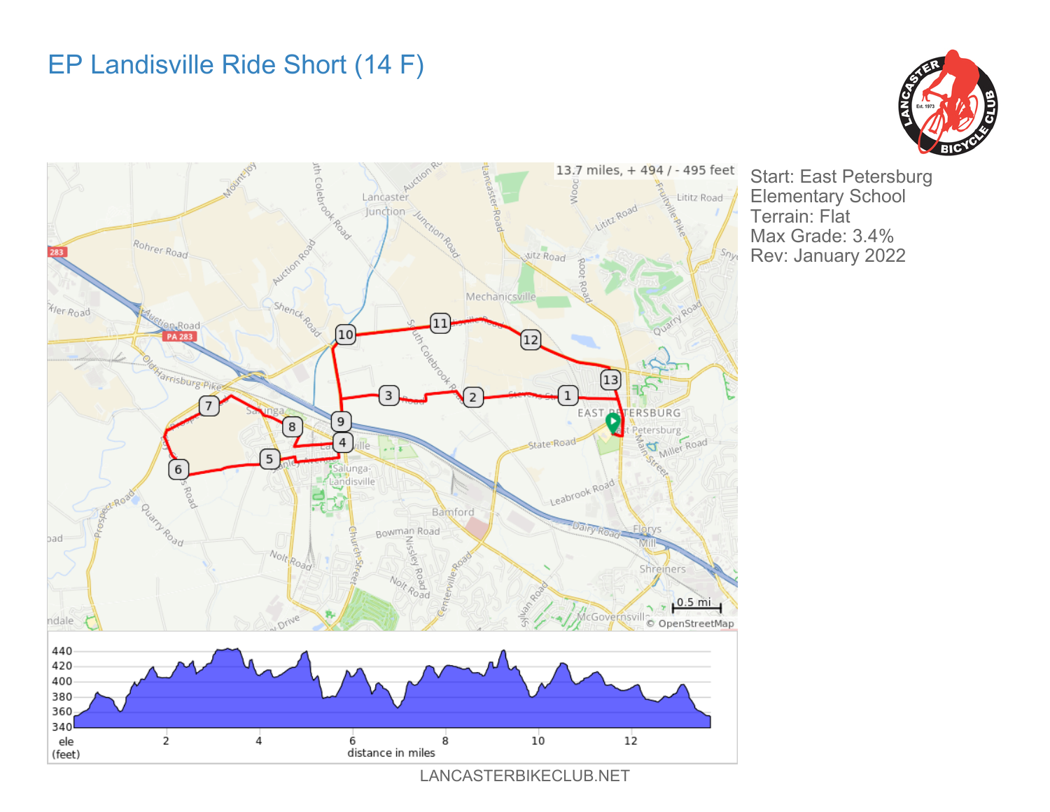# EP Landisville Ride Short (14 F)

Start: East Petersburg Elementary School
Terrain: Flat
Max Grade: 3.4%
Rev: January 2022

13.7 miles, + 494 / - 495 feet

LANCASTERBIKECLUB.NET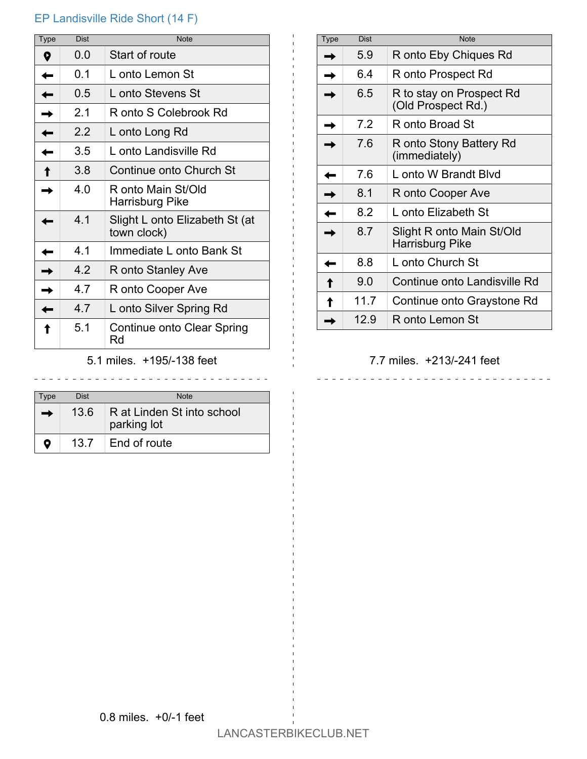# EP Landisville Ride Short (14 F)

| Type | Dist | Note |
|---|---|---|
| Start | 0.0 | Start of route |
| ← | 0.1 | L onto Lemon St |
| ← | 0.5 | L onto Stevens St |
| → | 2.1 | R onto S Colebrook Rd |
| ← | 2.2 | L onto Long Rd |
| ← | 3.5 | L onto Landisville Rd |
| ↑ | 3.8 | Continue onto Church St |
| → | 4.0 | R onto Main St/Old Harrisburg Pike |
| ← | 4.1 | Slight L onto Elizabeth St (at town clock) |
| ← | 4.1 | Immediate L onto Bank St |
| → | 4.2 | R onto Stanley Ave |
| → | 4.7 | R onto Cooper Ave |
| ← | 4.7 | L onto Silver Spring Rd |
| ↑ | 5.1 | Continue onto Clear Spring Rd |

5.1 miles. +195/-138 feet

| Type | Dist | Note |
|---|---|---|
| → | 5.9 | R onto Eby Chiques Rd |
| → | 6.4 | R onto Prospect Rd |
| → | 6.5 | R to stay on Prospect Rd (Old Prospect Rd.) |
| → | 7.2 | R onto Broad St |
| → | 7.6 | R onto Stony Battery Rd (immediately) |
| ← | 7.6 | L onto W Brandt Blvd |
| → | 8.1 | R onto Cooper Ave |
| ← | 8.2 | L onto Elizabeth St |
| → | 8.7 | Slight R onto Main St/Old Harrisburg Pike |
| ← | 8.8 | L onto Church St |
| ↑ | 9.0 | Continue onto Landisville Rd |
| ↑ | 11.7 | Continue onto Graystone Rd |
| → | 12.9 | R onto Lemon St |

7.7 miles. +213/-241 feet

| Type | Dist | Note |
|---|---|---|
| → | 13.6 | R at Linden St into school parking lot |
| End | 13.7 | End of route |

0.8 miles. +0/-1 feet

LANCASTERBIKECLUB.NET